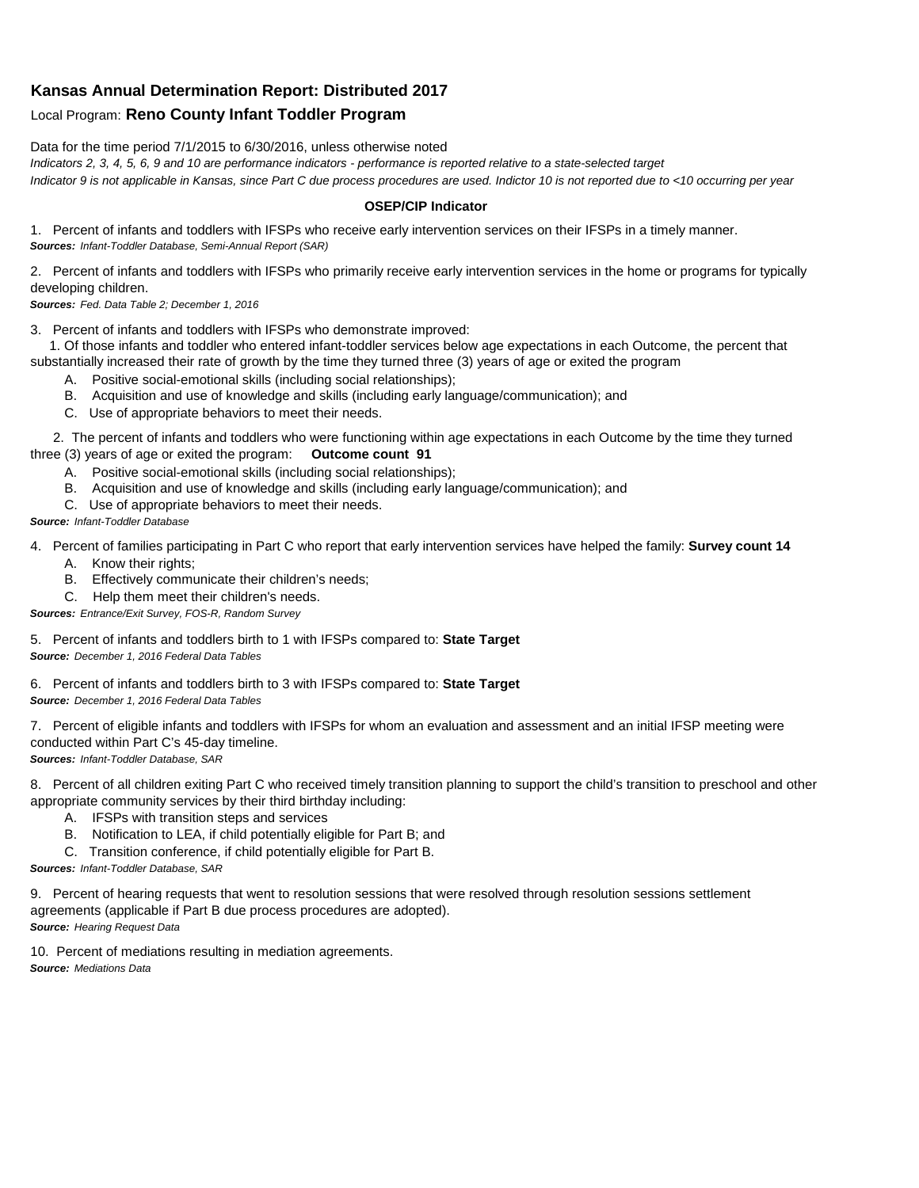## Kansas Annual Determination Report: Distributed 2017

Local Program: **Reno County Infant Toddler Program**

Data for the time period 7/1/2015 to 6/30/2016, unless otherwise noted

*Indicators 2, 3, 4, 5, 6, 9 and 10 are performance indicators - performance is reported relative to a state-selected target*

*Indicator 9 is not applicable in Kansas, since Part C due process procedures are used. Indictor 10 is not reported due to <10 occurring per year*

**OSEP/CIP Indicator**

1. Percent of infants and toddlers with IFSPs who receive early intervention services on their IFSPs in a timely manner.
***Sources:*** *Infant-Toddler Database, Semi-Annual Report (SAR)*

2. Percent of infants and toddlers with IFSPs who primarily receive early intervention services in the home or programs for typically developing children.
***Sources:*** *Fed. Data Table 2; December 1, 2016*

3. Percent of infants and toddlers with IFSPs who demonstrate improved:

   1. Of those infants and toddler who entered infant-toddler services below age expectations in each Outcome, the percent that substantially increased their rate of growth by the time they turned three (3) years of age or exited the program

      A. Positive social-emotional skills (including social relationships);
      B. Acquisition and use of knowledge and skills (including early language/communication); and
      C. Use of appropriate behaviors to meet their needs.

   2. The percent of infants and toddlers who were functioning within age expectations in each Outcome by the time they turned three (3) years of age or exited the program: **Outcome count 91**

      A. Positive social-emotional skills (including social relationships);
      B. Acquisition and use of knowledge and skills (including early language/communication); and
      C. Use of appropriate behaviors to meet their needs.

***Source:*** *Infant-Toddler Database*

4. Percent of families participating in Part C who report that early intervention services have helped the family: **Survey count 14**

   A. Know their rights;
   B. Effectively communicate their children's needs;
   C. Help them meet their children's needs.

***Sources:*** *Entrance/Exit Survey, FOS-R, Random Survey*

5. Percent of infants and toddlers birth to 1 with IFSPs compared to: **State Target**
***Source:*** *December 1, 2016 Federal Data Tables*

6. Percent of infants and toddlers birth to 3 with IFSPs compared to: **State Target**
***Source:*** *December 1, 2016 Federal Data Tables*

7. Percent of eligible infants and toddlers with IFSPs for whom an evaluation and assessment and an initial IFSP meeting were conducted within Part C's 45-day timeline.
***Sources:*** *Infant-Toddler Database, SAR*

8. Percent of all children exiting Part C who received timely transition planning to support the child's transition to preschool and other appropriate community services by their third birthday including:

   A. IFSPs with transition steps and services
   B. Notification to LEA, if child potentially eligible for Part B; and
   C. Transition conference, if child potentially eligible for Part B.

***Sources:*** *Infant-Toddler Database, SAR*

9. Percent of hearing requests that went to resolution sessions that were resolved through resolution sessions settlement agreements (applicable if Part B due process procedures are adopted).
***Source:*** *Hearing Request Data*

10. Percent of mediations resulting in mediation agreements.
***Source:*** *Mediations Data*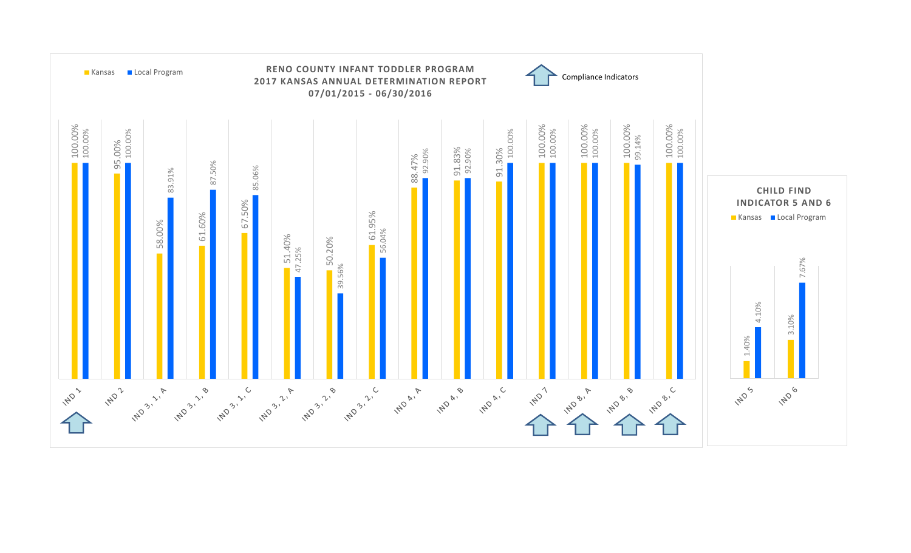RENO COUNTY INFANT TODDLER PROGRAM
2017 KANSAS ANNUAL DETERMINATION REPORT
07/01/2015 - 06/30/2016

Kansas
Local Program

Compliance Indicators

IND 1: 100.00% 100.00%
IND 2: 95.00% 100.00%
IND 3, 1, A: 58.00% 83.91%
IND 3, 1, B: 61.60% 87.50%
IND 3, 1, C: 67.50% 85.06%
IND 3, 2, A: 51.40% 47.25%
IND 3, 2, B: 50.20% 39.56%
IND 3, 2, C: 61.95% 56.04%
IND 4, A: 88.47% 92.90%
IND 4, B: 91.83% 92.90%
IND 4, C: 91.30% 100.00%
IND 7: 100.00% 100.00%
IND 8, A: 100.00% 100.00%
IND 8, B: 100.00% 99.14%
IND 8, C: 100.00% 100.00%

CHILD FIND
INDICATOR 5 AND 6

Kansas
Local Program

IND 5: 1.40% 4.10%
IND 6: 3.10% 7.67%